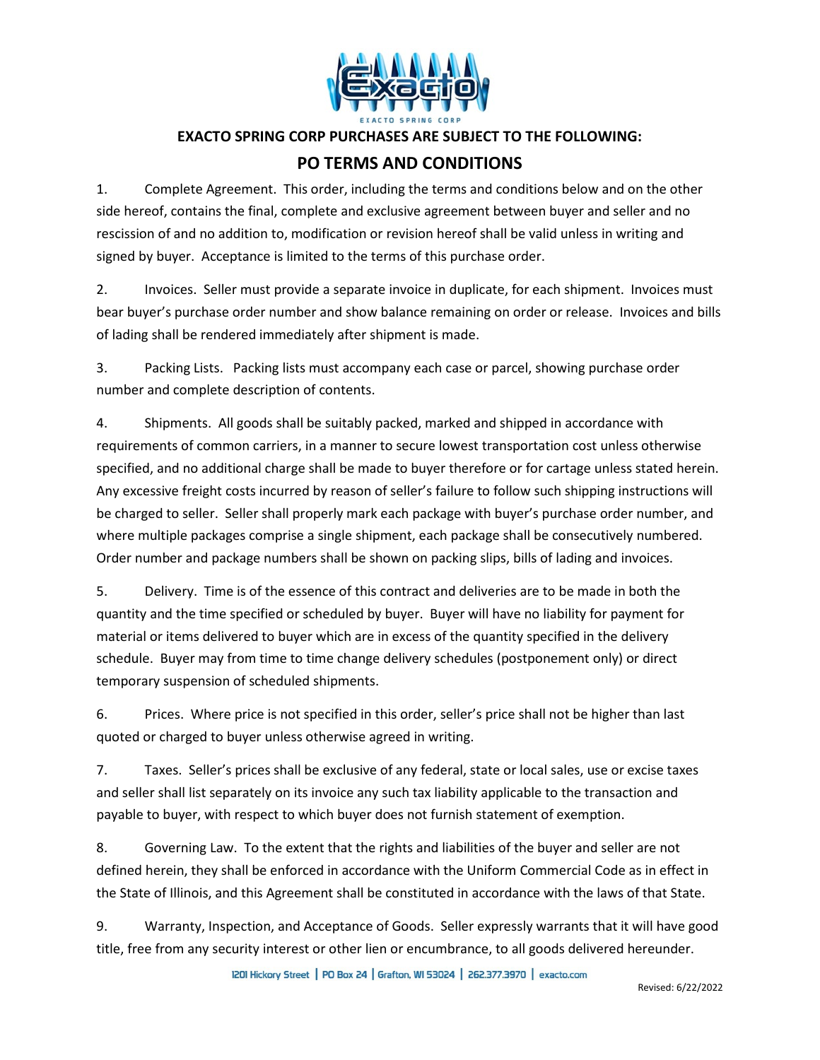**EXACTO SPRING CORP PURCHASES ARE SUBJECT TO THE FOLLOWING:**

## PO TERMS AND CONDITIONS

1. Complete Agreement. This order, including the terms and conditions below and on the other side hereof, contains the final, complete and exclusive agreement between buyer and seller and no rescission of and no addition to, modification or revision hereof shall be valid unless in writing and signed by buyer. Acceptance is limited to the terms of this purchase order.

2. Invoices. Seller must provide a separate invoice in duplicate, for each shipment. Invoices must bear buyer's purchase order number and show balance remaining on order or release. Invoices and bills of lading shall be rendered immediately after shipment is made.

3. Packing Lists. Packing lists must accompany each case or parcel, showing purchase order number and complete description of contents.

4. Shipments. All goods shall be suitably packed, marked and shipped in accordance with requirements of common carriers, in a manner to secure lowest transportation cost unless otherwise specified, and no additional charge shall be made to buyer therefore or for cartage unless stated herein. Any excessive freight costs incurred by reason of seller's failure to follow such shipping instructions will be charged to seller. Seller shall properly mark each package with buyer's purchase order number, and where multiple packages comprise a single shipment, each package shall be consecutively numbered. Order number and package numbers shall be shown on packing slips, bills of lading and invoices.

5. Delivery. Time is of the essence of this contract and deliveries are to be made in both the quantity and the time specified or scheduled by buyer. Buyer will have no liability for payment for material or items delivered to buyer which are in excess of the quantity specified in the delivery schedule. Buyer may from time to time change delivery schedules (postponement only) or direct temporary suspension of scheduled shipments.

6. Prices. Where price is not specified in this order, seller's price shall not be higher than last quoted or charged to buyer unless otherwise agreed in writing.

7. Taxes. Seller's prices shall be exclusive of any federal, state or local sales, use or excise taxes and seller shall list separately on its invoice any such tax liability applicable to the transaction and payable to buyer, with respect to which buyer does not furnish statement of exemption.

8. Governing Law. To the extent that the rights and liabilities of the buyer and seller are not defined herein, they shall be enforced in accordance with the Uniform Commercial Code as in effect in the State of Illinois, and this Agreement shall be constituted in accordance with the laws of that State.

9. Warranty, Inspection, and Acceptance of Goods. Seller expressly warrants that it will have good title, free from any security interest or other lien or encumbrance, to all goods delivered hereunder.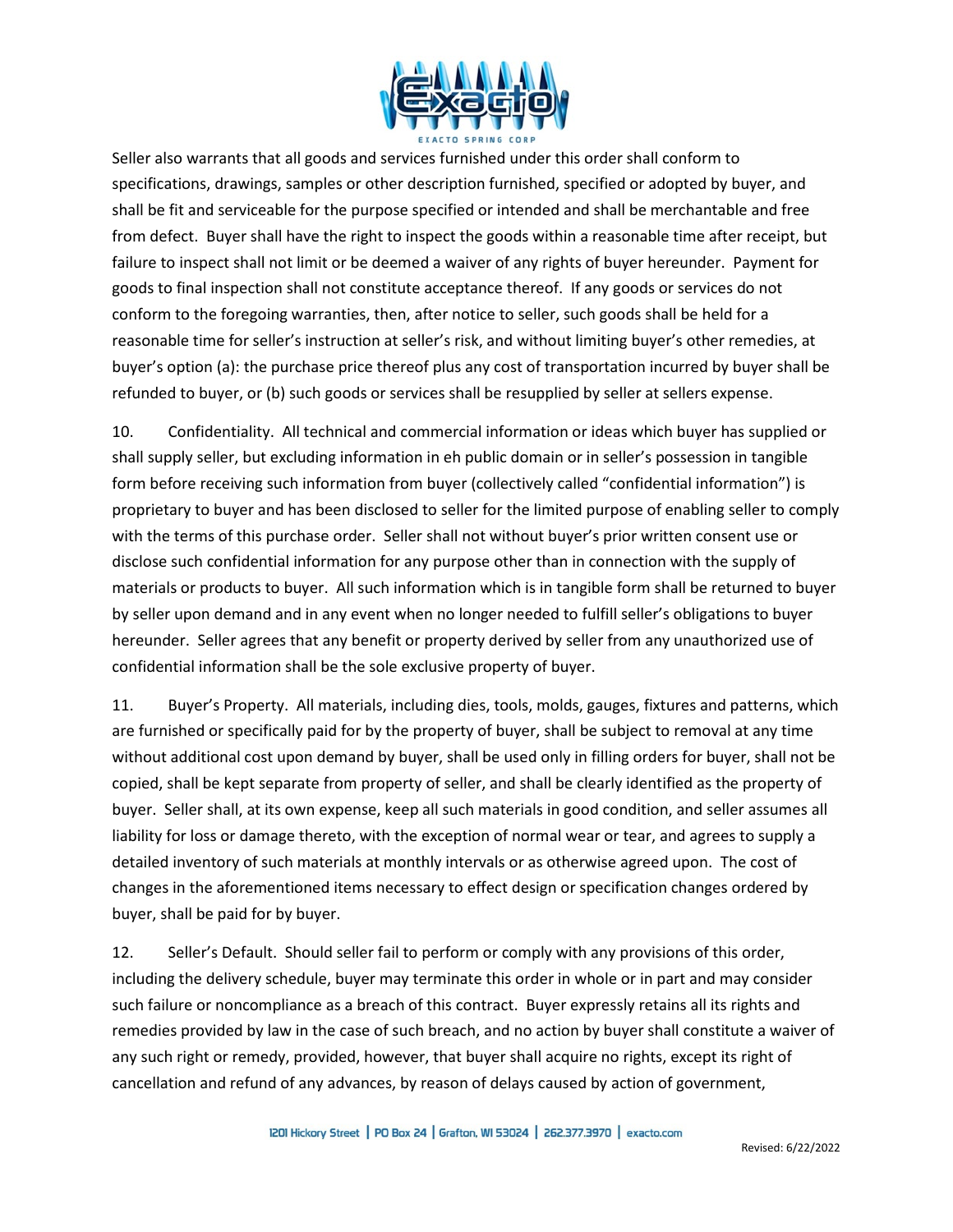Seller also warrants that all goods and services furnished under this order shall conform to specifications, drawings, samples or other description furnished, specified or adopted by buyer, and shall be fit and serviceable for the purpose specified or intended and shall be merchantable and free from defect. Buyer shall have the right to inspect the goods within a reasonable time after receipt, but failure to inspect shall not limit or be deemed a waiver of any rights of buyer hereunder. Payment for goods to final inspection shall not constitute acceptance thereof. If any goods or services do not conform to the foregoing warranties, then, after notice to seller, such goods shall be held for a reasonable time for seller's instruction at seller's risk, and without limiting buyer's other remedies, at buyer's option (a): the purchase price thereof plus any cost of transportation incurred by buyer shall be refunded to buyer, or (b) such goods or services shall be resupplied by seller at sellers expense.

10. Confidentiality. All technical and commercial information or ideas which buyer has supplied or shall supply seller, but excluding information in eh public domain or in seller's possession in tangible form before receiving such information from buyer (collectively called "confidential information") is proprietary to buyer and has been disclosed to seller for the limited purpose of enabling seller to comply with the terms of this purchase order. Seller shall not without buyer's prior written consent use or disclose such confidential information for any purpose other than in connection with the supply of materials or products to buyer. All such information which is in tangible form shall be returned to buyer by seller upon demand and in any event when no longer needed to fulfill seller's obligations to buyer hereunder. Seller agrees that any benefit or property derived by seller from any unauthorized use of confidential information shall be the sole exclusive property of buyer.

11. Buyer's Property. All materials, including dies, tools, molds, gauges, fixtures and patterns, which are furnished or specifically paid for by the property of buyer, shall be subject to removal at any time without additional cost upon demand by buyer, shall be used only in filling orders for buyer, shall not be copied, shall be kept separate from property of seller, and shall be clearly identified as the property of buyer. Seller shall, at its own expense, keep all such materials in good condition, and seller assumes all liability for loss or damage thereto, with the exception of normal wear or tear, and agrees to supply a detailed inventory of such materials at monthly intervals or as otherwise agreed upon. The cost of changes in the aforementioned items necessary to effect design or specification changes ordered by buyer, shall be paid for by buyer.

12. Seller's Default. Should seller fail to perform or comply with any provisions of this order, including the delivery schedule, buyer may terminate this order in whole or in part and may consider such failure or noncompliance as a breach of this contract. Buyer expressly retains all its rights and remedies provided by law in the case of such breach, and no action by buyer shall constitute a waiver of any such right or remedy, provided, however, that buyer shall acquire no rights, except its right of cancellation and refund of any advances, by reason of delays caused by action of government,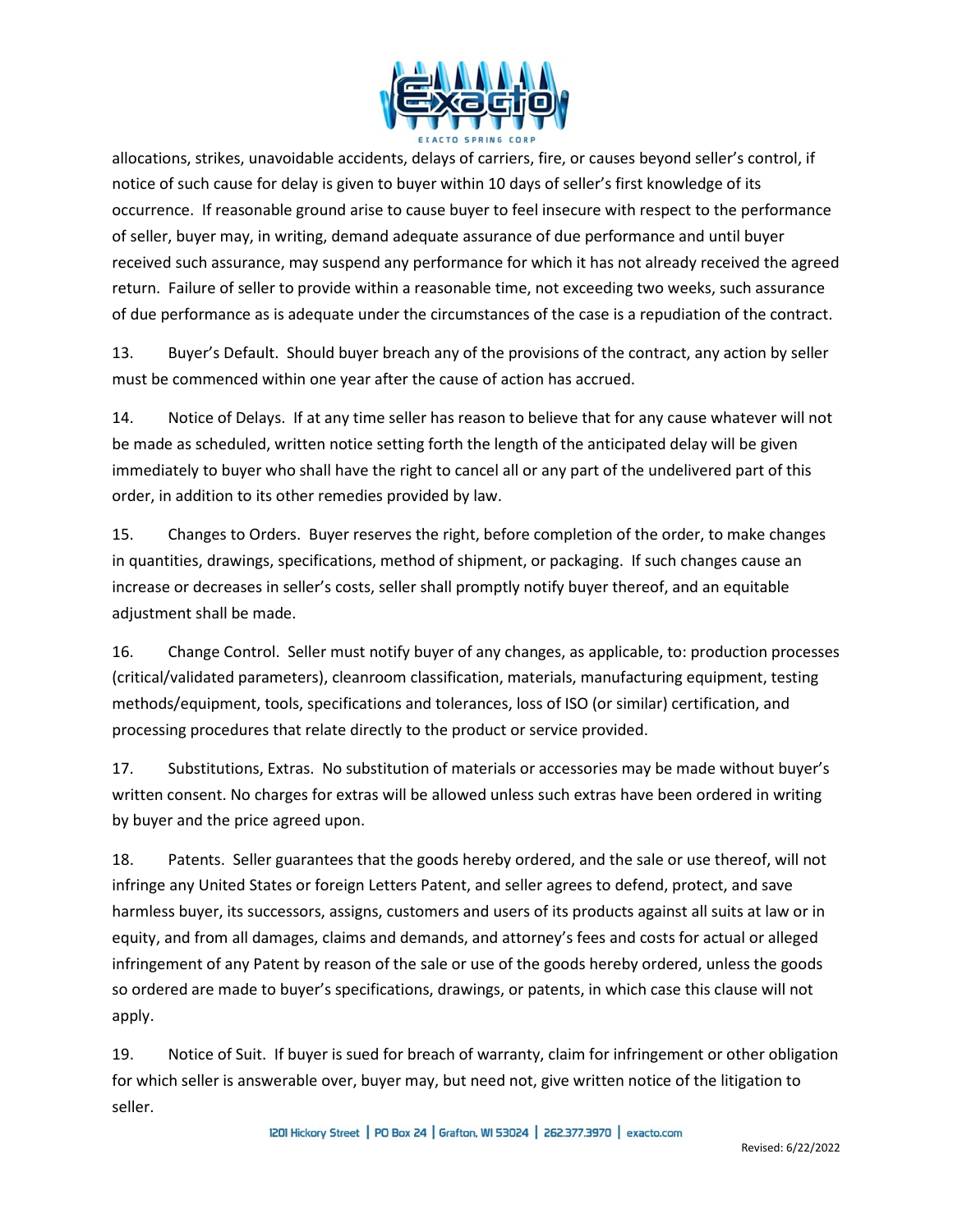allocations, strikes, unavoidable accidents, delays of carriers, fire, or causes beyond seller's control, if notice of such cause for delay is given to buyer within 10 days of seller's first knowledge of its occurrence. If reasonable ground arise to cause buyer to feel insecure with respect to the performance of seller, buyer may, in writing, demand adequate assurance of due performance and until buyer received such assurance, may suspend any performance for which it has not already received the agreed return. Failure of seller to provide within a reasonable time, not exceeding two weeks, such assurance of due performance as is adequate under the circumstances of the case is a repudiation of the contract.

13. Buyer's Default. Should buyer breach any of the provisions of the contract, any action by seller must be commenced within one year after the cause of action has accrued.

14. Notice of Delays. If at any time seller has reason to believe that for any cause whatever will not be made as scheduled, written notice setting forth the length of the anticipated delay will be given immediately to buyer who shall have the right to cancel all or any part of the undelivered part of this order, in addition to its other remedies provided by law.

15. Changes to Orders. Buyer reserves the right, before completion of the order, to make changes in quantities, drawings, specifications, method of shipment, or packaging. If such changes cause an increase or decreases in seller's costs, seller shall promptly notify buyer thereof, and an equitable adjustment shall be made.

16. Change Control. Seller must notify buyer of any changes, as applicable, to: production processes (critical/validated parameters), cleanroom classification, materials, manufacturing equipment, testing methods/equipment, tools, specifications and tolerances, loss of ISO (or similar) certification, and processing procedures that relate directly to the product or service provided.

17. Substitutions, Extras. No substitution of materials or accessories may be made without buyer's written consent. No charges for extras will be allowed unless such extras have been ordered in writing by buyer and the price agreed upon.

18. Patents. Seller guarantees that the goods hereby ordered, and the sale or use thereof, will not infringe any United States or foreign Letters Patent, and seller agrees to defend, protect, and save harmless buyer, its successors, assigns, customers and users of its products against all suits at law or in equity, and from all damages, claims and demands, and attorney's fees and costs for actual or alleged infringement of any Patent by reason of the sale or use of the goods hereby ordered, unless the goods so ordered are made to buyer's specifications, drawings, or patents, in which case this clause will not apply.

19. Notice of Suit. If buyer is sued for breach of warranty, claim for infringement or other obligation for which seller is answerable over, buyer may, but need not, give written notice of the litigation to seller.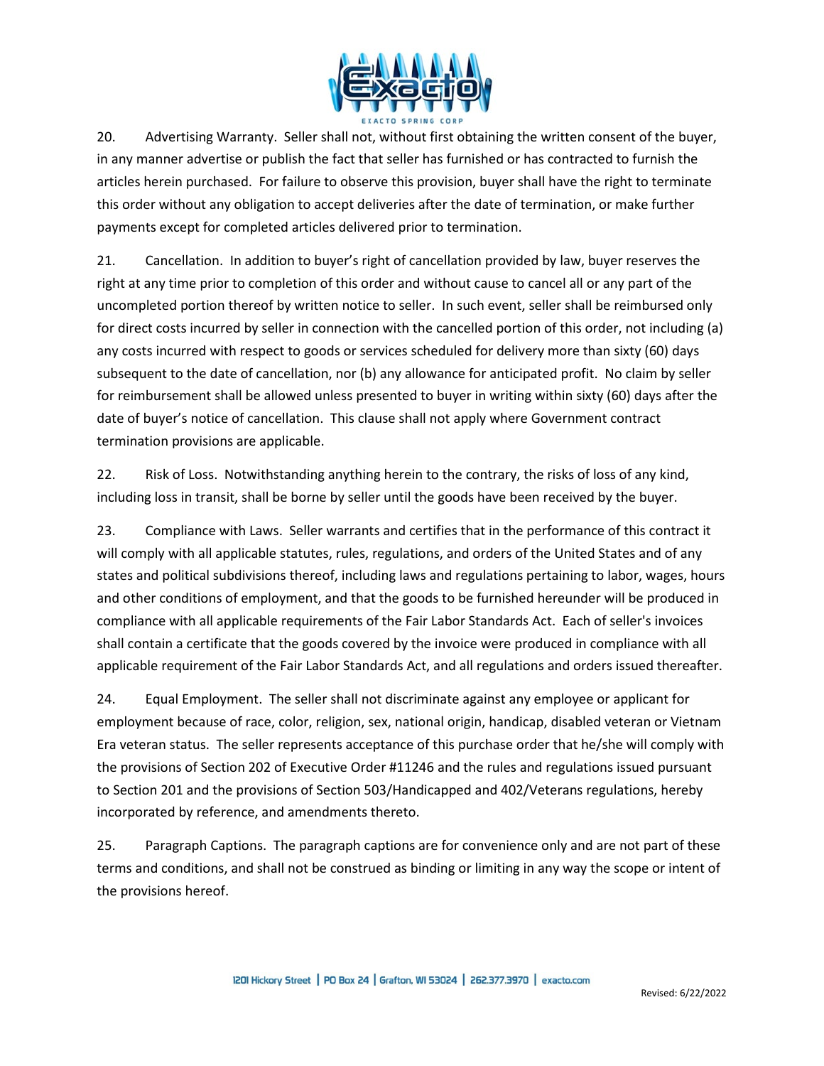20. Advertising Warranty. Seller shall not, without first obtaining the written consent of the buyer, in any manner advertise or publish the fact that seller has furnished or has contracted to furnish the articles herein purchased. For failure to observe this provision, buyer shall have the right to terminate this order without any obligation to accept deliveries after the date of termination, or make further payments except for completed articles delivered prior to termination.

21. Cancellation. In addition to buyer's right of cancellation provided by law, buyer reserves the right at any time prior to completion of this order and without cause to cancel all or any part of the uncompleted portion thereof by written notice to seller. In such event, seller shall be reimbursed only for direct costs incurred by seller in connection with the cancelled portion of this order, not including (a) any costs incurred with respect to goods or services scheduled for delivery more than sixty (60) days subsequent to the date of cancellation, nor (b) any allowance for anticipated profit. No claim by seller for reimbursement shall be allowed unless presented to buyer in writing within sixty (60) days after the date of buyer's notice of cancellation. This clause shall not apply where Government contract termination provisions are applicable.

22. Risk of Loss. Notwithstanding anything herein to the contrary, the risks of loss of any kind, including loss in transit, shall be borne by seller until the goods have been received by the buyer.

23. Compliance with Laws. Seller warrants and certifies that in the performance of this contract it will comply with all applicable statutes, rules, regulations, and orders of the United States and of any states and political subdivisions thereof, including laws and regulations pertaining to labor, wages, hours and other conditions of employment, and that the goods to be furnished hereunder will be produced in compliance with all applicable requirements of the Fair Labor Standards Act. Each of seller's invoices shall contain a certificate that the goods covered by the invoice were produced in compliance with all applicable requirement of the Fair Labor Standards Act, and all regulations and orders issued thereafter.

24. Equal Employment. The seller shall not discriminate against any employee or applicant for employment because of race, color, religion, sex, national origin, handicap, disabled veteran or Vietnam Era veteran status. The seller represents acceptance of this purchase order that he/she will comply with the provisions of Section 202 of Executive Order #11246 and the rules and regulations issued pursuant to Section 201 and the provisions of Section 503/Handicapped and 402/Veterans regulations, hereby incorporated by reference, and amendments thereto.

25. Paragraph Captions. The paragraph captions are for convenience only and are not part of these terms and conditions, and shall not be construed as binding or limiting in any way the scope or intent of the provisions hereof.